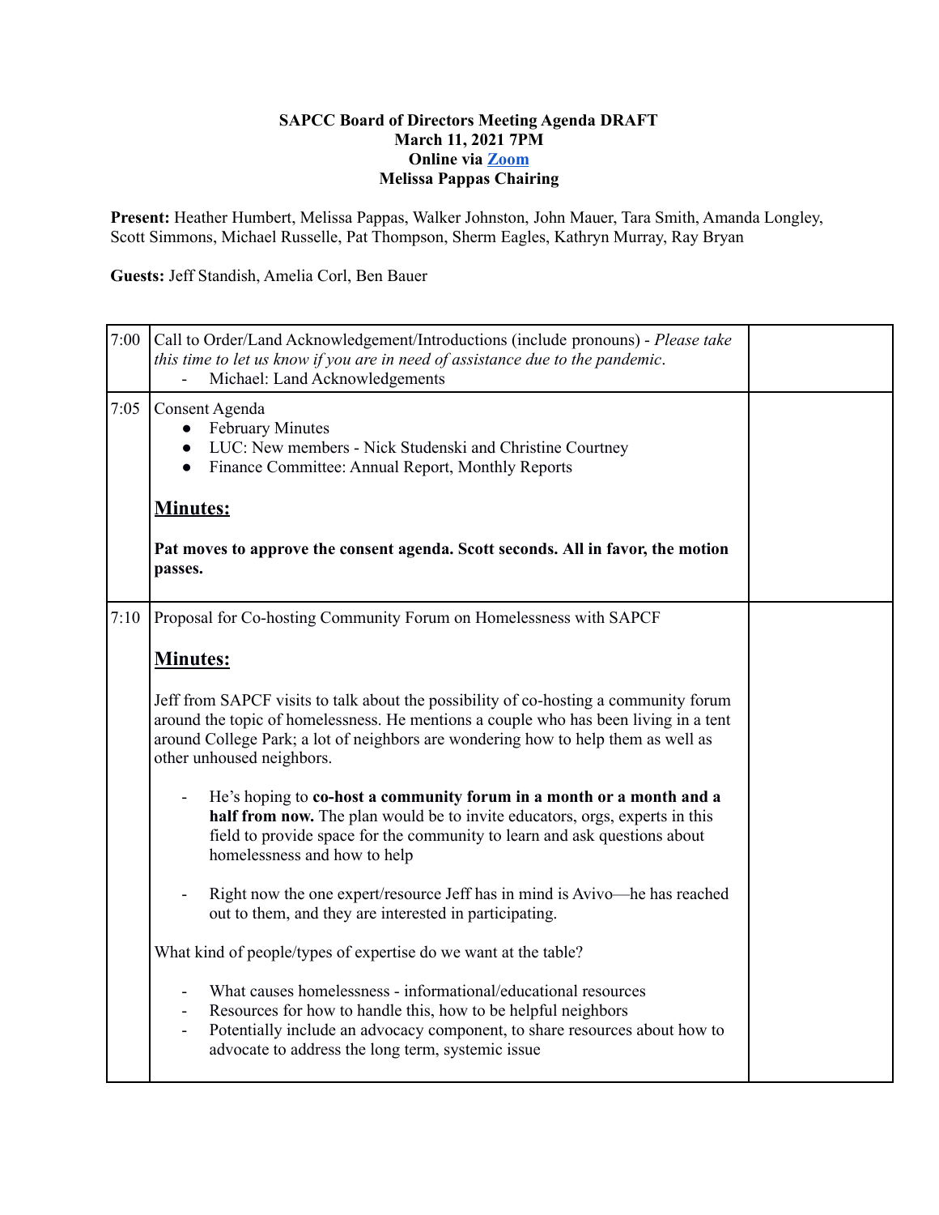**SAPCC Board of Directors Meeting Agenda DRAFT**
**March 11, 2021 7PM**
**Online via Zoom**
**Melissa Pappas Chairing**

**Present:** Heather Humbert, Melissa Pappas, Walker Johnston, John Mauer, Tara Smith, Amanda Longley, Scott Simmons, Michael Russelle, Pat Thompson, Sherm Eagles, Kathryn Murray, Ray Bryan

**Guests:** Jeff Standish, Amelia Corl, Ben Bauer

| | | |
|---|---|---|
| 7:00 | Call to Order/Land Acknowledgement/Introductions (include pronouns) - *Please take this time to let us know if you are in need of assistance due to the pandemic*.<br>- Michael: Land Acknowledgements | |
| 7:05 | Consent Agenda<br>● February Minutes<br>● LUC: New members - Nick Studenski and Christine Courtney<br>● Finance Committee: Annual Report, Monthly Reports<br><br>**Minutes:**<br><br>**Pat moves to approve the consent agenda. Scott seconds. All in favor, the motion passes.** | |
| 7:10 | Proposal for Co-hosting Community Forum on Homelessness with SAPCF<br><br>**Minutes:**<br><br>Jeff from SAPCF visits to talk about the possibility of co-hosting a community forum around the topic of homelessness. He mentions a couple who has been living in a tent around College Park; a lot of neighbors are wondering how to help them as well as other unhoused neighbors.<br><br>- He's hoping to **co-host a community forum in a month or a month and a half from now.** The plan would be to invite educators, orgs, experts in this field to provide space for the community to learn and ask questions about homelessness and how to help<br><br>- Right now the one expert/resource Jeff has in mind is Avivo—he has reached out to them, and they are interested in participating.<br><br>What kind of people/types of expertise do we want at the table?<br><br>- What causes homelessness - informational/educational resources<br>- Resources for how to handle this, how to be helpful neighbors<br>- Potentially include an advocacy component, to share resources about how to advocate to address the long term, systemic issue | |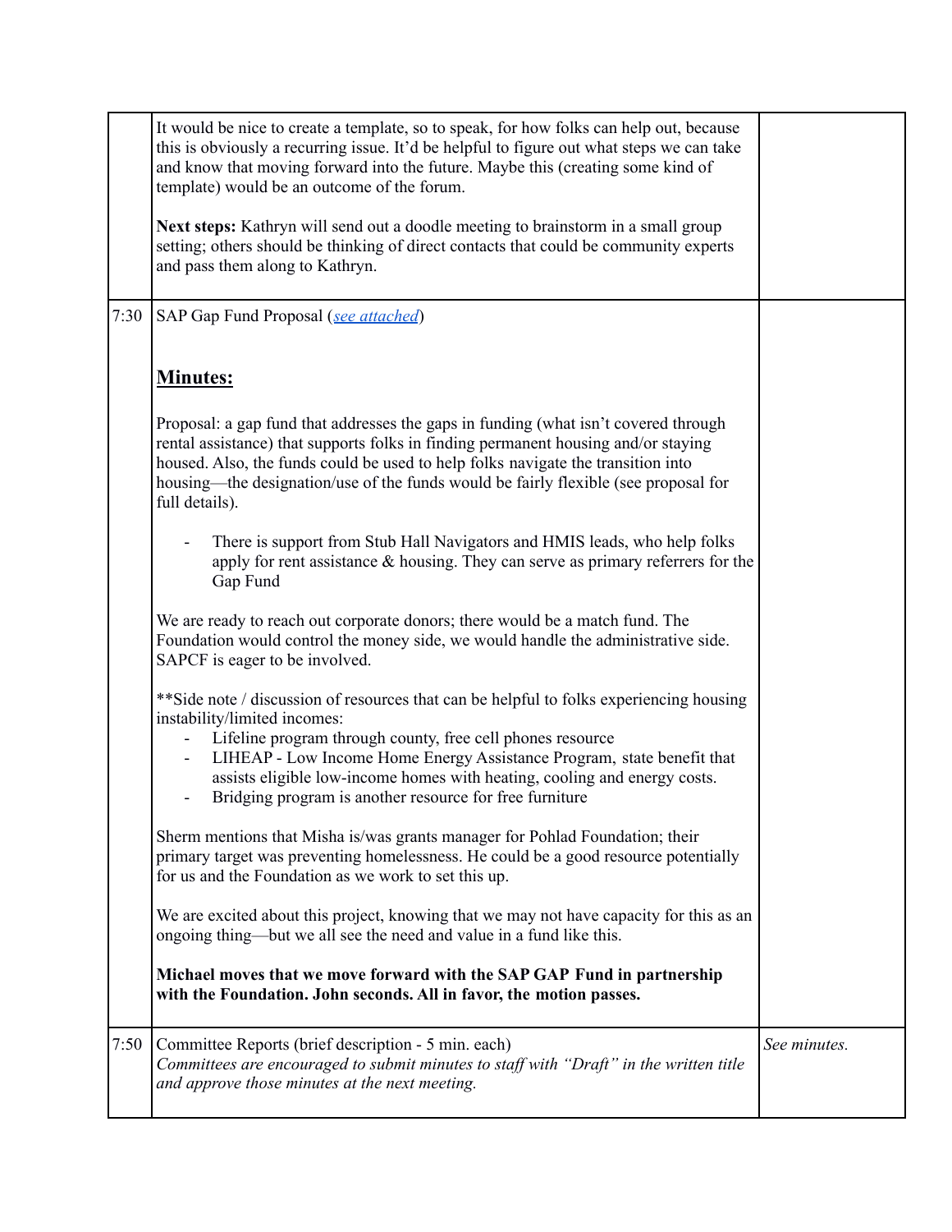| | | |
|---|---|---|
| | It would be nice to create a template, so to speak, for how folks can help out, because this is obviously a recurring issue. It'd be helpful to figure out what steps we can take and know that moving forward into the future. Maybe this (creating some kind of template) would be an outcome of the forum.<br><br>**Next steps:** Kathryn will send out a doodle meeting to brainstorm in a small group setting; others should be thinking of direct contacts that could be community experts and pass them along to Kathryn. | |
| 7:30 | SAP Gap Fund Proposal (*see attached*)<br><br>**Minutes:**<br><br>Proposal: a gap fund that addresses the gaps in funding (what isn't covered through rental assistance) that supports folks in finding permanent housing and/or staying housed. Also, the funds could be used to help folks navigate the transition into housing—the designation/use of the funds would be fairly flexible (see proposal for full details).<br><br>- There is support from Stub Hall Navigators and HMIS leads, who help folks apply for rent assistance & housing. They can serve as primary referrers for the Gap Fund<br><br>We are ready to reach out corporate donors; there would be a match fund. The Foundation would control the money side, we would handle the administrative side. SAPCF is eager to be involved.<br><br>**Side note / discussion of resources that can be helpful to folks experiencing housing instability/limited incomes:<br>- Lifeline program through county, free cell phones resource<br>- LIHEAP - Low Income Home Energy Assistance Program, state benefit that assists eligible low-income homes with heating, cooling and energy costs.<br>- Bridging program is another resource for free furniture<br><br>Sherm mentions that Misha is/was grants manager for Pohlad Foundation; their primary target was preventing homelessness. He could be a good resource potentially for us and the Foundation as we work to set this up.<br><br>We are excited about this project, knowing that we may not have capacity for this as an ongoing thing—but we all see the need and value in a fund like this.<br><br>**Michael moves that we move forward with the SAP GAP Fund in partnership with the Foundation. John seconds. All in favor, the motion passes.** | |
| 7:50 | Committee Reports (brief description - 5 min. each)<br>*Committees are encouraged to submit minutes to staff with "Draft" in the written title and approve those minutes at the next meeting.* | *See minutes.* |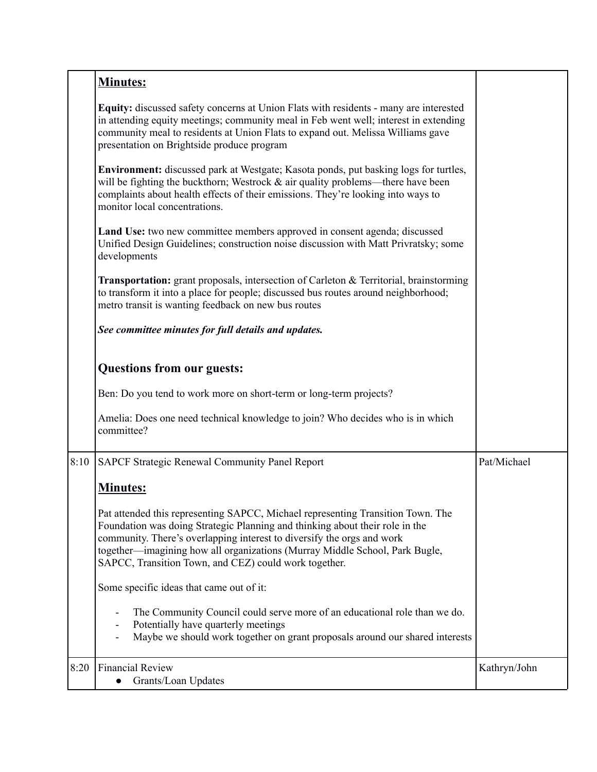| | | |
|---|---|---|
| | **Minutes:**<br><br>**Equity:** discussed safety concerns at Union Flats with residents - many are interested in attending equity meetings; community meal in Feb went well; interest in extending community meal to residents at Union Flats to expand out. Melissa Williams gave presentation on Brightside produce program<br><br>**Environment:** discussed park at Westgate; Kasota ponds, put basking logs for turtles, will be fighting the buckthorn; Westrock & air quality problems—there have been complaints about health effects of their emissions. They're looking into ways to monitor local concentrations.<br><br>**Land Use:** two new committee members approved in consent agenda; discussed Unified Design Guidelines; construction noise discussion with Matt Privratsky; some developments<br><br>**Transportation:** grant proposals, intersection of Carleton & Territorial, brainstorming to transform it into a place for people; discussed bus routes around neighborhood; metro transit is wanting feedback on new bus routes<br><br>***See committee minutes for full details and updates.***<br><br>**Questions from our guests:**<br><br>Ben: Do you tend to work more on short-term or long-term projects?<br><br>Amelia: Does one need technical knowledge to join? Who decides who is in which committee? | |
| 8:10 | SAPCF Strategic Renewal Community Panel Report<br><br>**Minutes:**<br><br>Pat attended this representing SAPCC, Michael representing Transition Town. The Foundation was doing Strategic Planning and thinking about their role in the community. There's overlapping interest to diversify the orgs and work together—imagining how all organizations (Murray Middle School, Park Bugle, SAPCC, Transition Town, and CEZ) could work together.<br><br>Some specific ideas that came out of it:<br><br>- The Community Council could serve more of an educational role than we do.<br>- Potentially have quarterly meetings<br>- Maybe we should work together on grant proposals around our shared interests | Pat/Michael |
| 8:20 | Financial Review<br>• Grants/Loan Updates | Kathryn/John |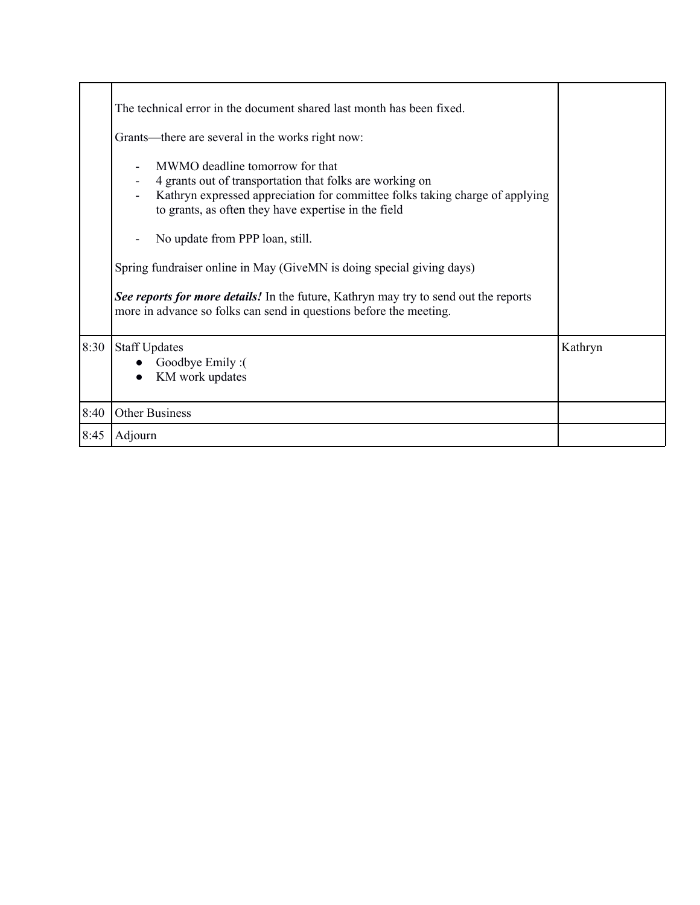| | | |
|---|---|---|
| | The technical error in the document shared last month has been fixed.<br><br>Grants—there are several in the works right now:<br><br>- MWMO deadline tomorrow for that<br>- 4 grants out of transportation that folks are working on<br>- Kathryn expressed appreciation for committee folks taking charge of applying to grants, as often they have expertise in the field<br><br>- No update from PPP loan, still.<br><br>Spring fundraiser online in May (GiveMN is doing special giving days)<br><br>***See reports for more details!*** In the future, Kathryn may try to send out the reports more in advance so folks can send in questions before the meeting. | |
| 8:30 | Staff Updates<br>● Goodbye Emily :(<br>● KM work updates | Kathryn |
| 8:40 | Other Business | |
| 8:45 | Adjourn | |